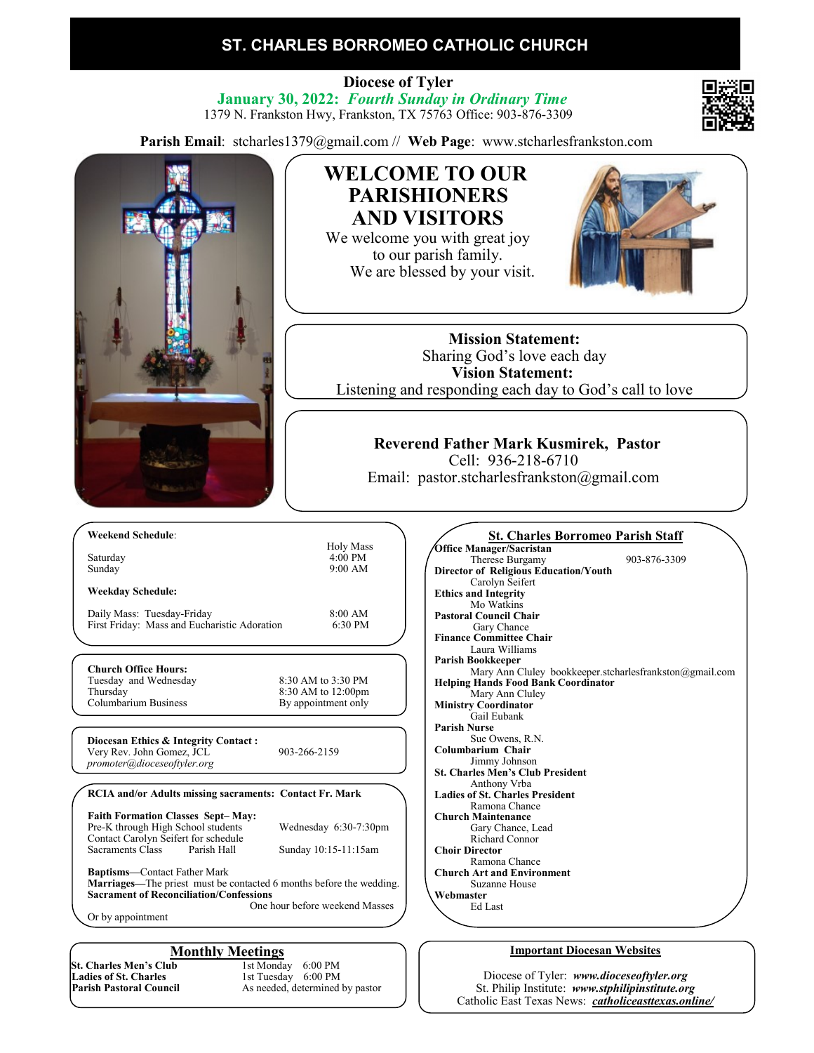# ST. CHARLES BORROMEO CATHOLIC CHURCH

**Diocese of Tyler**

**January 30, 2022:** ***Fourth Sunday in Ordinary Time***

1379 N. Frankston Hwy, Frankston, TX 75763 Office: 903-876-3309

**Parish Email**: stcharles1379@gmail.com // **Web Page**: www.stcharlesfrankston.com

## WELCOME TO OUR PARISHIONERS AND VISITORS

We welcome you with great joy to our parish family.
We are blessed by your visit.

**Mission Statement:**
Sharing God's love each day

**Vision Statement:**
Listening and responding each day to God's call to love

**Reverend Father Mark Kusmirek, Pastor**
Cell: 936-218-6710
Email: pastor.stcharlesfrankston@gmail.com

**Weekend Schedule**:

| | Holy Mass |
|---|---|
| Saturday | 4:00 PM |
| Sunday | 9:00 AM |

**Weekday Schedule:**

| | |
|---|---|
| Daily Mass: Tuesday-Friday | 8:00 AM |
| First Friday: Mass and Eucharistic Adoration | 6:30 PM |

**Church Office Hours:**

| | |
|---|---|
| Tuesday and Wednesday | 8:30 AM to 3:30 PM |
| Thursday | 8:30 AM to 12:00pm |
| Columbarium Business | By appointment only |

**Diocesan Ethics & Integrity Contact :**
Very Rev. John Gomez, JCL — 903-266-2159
*promoter@dioceseoftyler.org*

**RCIA and/or Adults missing sacraments: Contact Fr. Mark**

**Faith Formation Classes Sept– May:**
Pre-K through High School students — Wednesday 6:30-7:30pm
Contact Carolyn Seifert for schedule
Sacraments Class — Parish Hall — Sunday 10:15-11:15am

**Baptisms—**Contact Father Mark
**Marriages—**The priest must be contacted 6 months before the wedding.
**Sacrament of Reconciliation/Confessions**
One hour before weekend Masses
Or by appointment

## Monthly Meetings

| | |
|---|---|
| **St. Charles Men's Club** | 1st Monday 6:00 PM |
| **Ladies of St. Charles** | 1st Tuesday 6:00 PM |
| **Parish Pastoral Council** | As needed, determined by pastor |

## St. Charles Borromeo Parish Staff

**Office Manager/Sacristan**
Therese Burgamy — 903-876-3309
**Director of Religious Education/Youth**
Carolyn Seifert
**Ethics and Integrity**
Mo Watkins
**Pastoral Council Chair**
Gary Chance
**Finance Committee Chair**
Laura Williams
**Parish Bookkeeper**
Mary Ann Cluley bookkeeper.stcharlesfrankston@gmail.com
**Helping Hands Food Bank Coordinator**
Mary Ann Cluley
**Ministry Coordinator**
Gail Eubank
**Parish Nurse**
Sue Owens, R.N.
**Columbarium Chair**
Jimmy Johnson
**St. Charles Men's Club President**
Anthony Vrba
**Ladies of St. Charles President**
Ramona Chance
**Church Maintenance**
Gary Chance, Lead
Richard Connor
**Choir Director**
Ramona Chance
**Church Art and Environment**
Suzanne House
**Webmaster**
Ed Last

## Important Diocesan Websites

Diocese of Tyler: ***www.dioceseoftyler.org***
St. Philip Institute: ***www.stphilipinstitute.org***
Catholic East Texas News: ***catholiceasttexas.online/***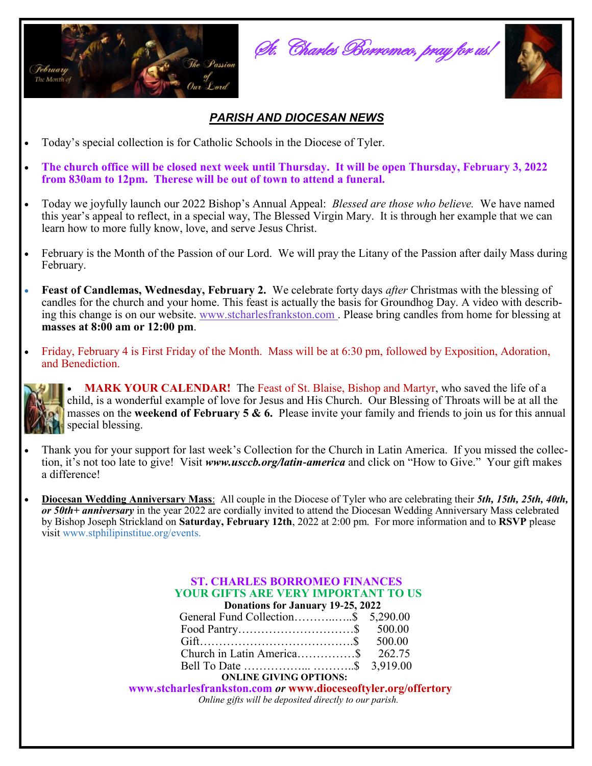*St. Charles Borromeo, pray for us!*

## PARISH AND DIOCESAN NEWS

- Today's special collection is for Catholic Schools in the Diocese of Tyler.
- **The church office will be closed next week until Thursday. It will be open Thursday, February 3, 2022 from 830am to 12pm. Therese will be out of town to attend a funeral.**
- Today we joyfully launch our 2022 Bishop's Annual Appeal: *Blessed are those who believe.* We have named this year's appeal to reflect, in a special way, The Blessed Virgin Mary. It is through her example that we can learn how to more fully know, love, and serve Jesus Christ.
- February is the Month of the Passion of our Lord. We will pray the Litany of the Passion after daily Mass during February.
- **Feast of Candlemas, Wednesday, February 2.** We celebrate forty days *after* Christmas with the blessing of candles for the church and your home. This feast is actually the basis for Groundhog Day. A video with describing this change is on our website. www.stcharlesfrankston.com . Please bring candles from home for blessing at **masses at 8:00 am or 12:00 pm**.
- Friday, February 4 is First Friday of the Month. Mass will be at 6:30 pm, followed by Exposition, Adoration, and Benediction.
- **MARK YOUR CALENDAR!** The Feast of St. Blaise, Bishop and Martyr, who saved the life of a child, is a wonderful example of love for Jesus and His Church. Our Blessing of Throats will be at all the masses on the **weekend of February 5 & 6.** Please invite your family and friends to join us for this annual special blessing.
- Thank you for your support for last week's Collection for the Church in Latin America. If you missed the collection, it's not too late to give! Visit ***www.usccb.org/latin-america*** and click on "How to Give." Your gift makes a difference!
- **Diocesan Wedding Anniversary Mass**: All couple in the Diocese of Tyler who are celebrating their ***5th, 15th, 25th, 40th, or 50th+ anniversary*** in the year 2022 are cordially invited to attend the Diocesan Wedding Anniversary Mass celebrated by Bishop Joseph Strickland on **Saturday, February 12th**, 2022 at 2:00 pm. For more information and to **RSVP** please visit www.stphilipinstitue.org/events.

### ST. CHARLES BORROMEO FINANCES
### YOUR GIFTS ARE VERY IMPORTANT TO US

**Donations for January 19-25, 2022**

| | |
|---|---|
| General Fund Collection | $ 5,290.00 |
| Food Pantry | $ 500.00 |
| Gift | $ 500.00 |
| Church in Latin America | $ 262.75 |
| Bell To Date | $ 3,919.00 |

**ONLINE GIVING OPTIONS:**

**www.stcharlesfrankston.com *or* www.dioceseoftyler.org/offertory**

*Online gifts will be deposited directly to our parish.*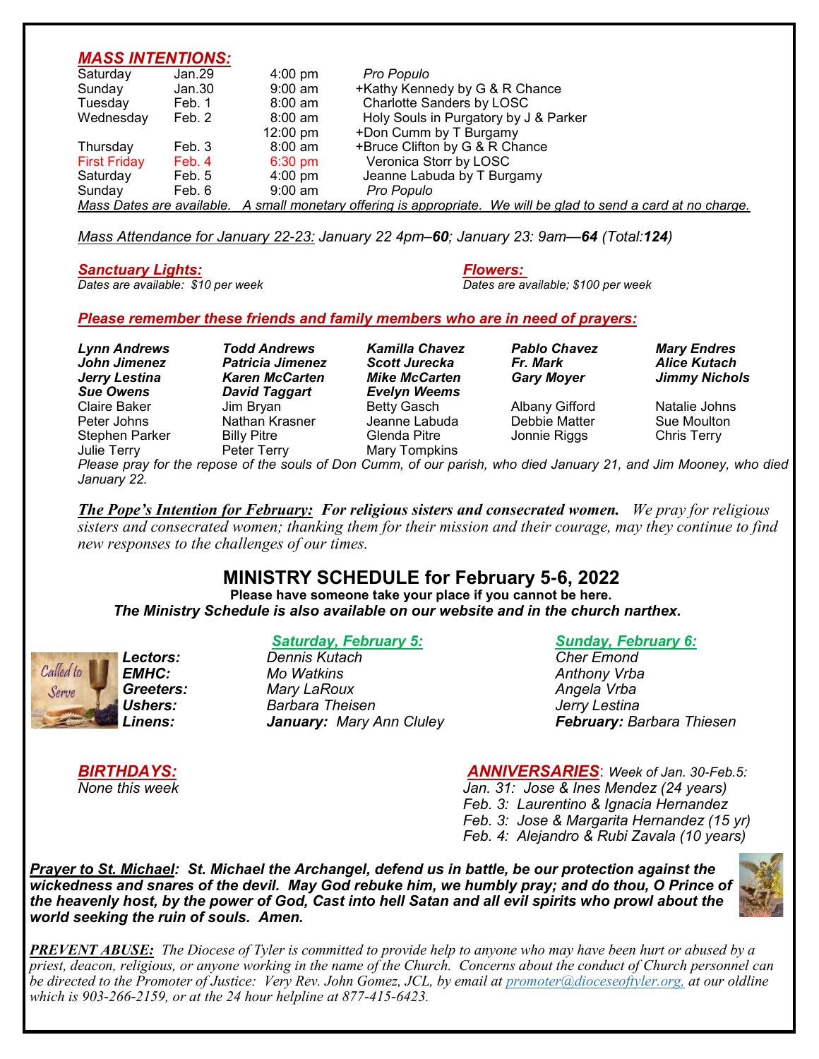## *MASS INTENTIONS:*

| | | | |
|---|---|---|---|
| Saturday | Jan.29 | 4:00 pm | *Pro Populo* |
| Sunday | Jan.30 | 9:00 am | +Kathy Kennedy by G & R Chance |
| Tuesday | Feb. 1 | 8:00 am | Charlotte Sanders by LOSC |
| Wednesday | Feb. 2 | 8:00 am | Holy Souls in Purgatory by J & Parker |
| | | 12:00 pm | +Don Cumm by T Burgamy |
| Thursday | Feb. 3 | 8:00 am | +Bruce Clifton by G & R Chance |
| First Friday | Feb. 4 | 6:30 pm | Veronica Storr by LOSC |
| Saturday | Feb. 5 | 4:00 pm | Jeanne Labuda by T Burgamy |
| Sunday | Feb. 6 | 9:00 am | *Pro Populo* |

*Mass Dates are available. A small monetary offering is appropriate. We will be glad to send a card at no charge.*

*Mass Attendance for January 22-23: January 22 4pm–**60**; January 23: 9am—**64** (Total:**124**)*

***Sanctuary Lights:***
*Dates are available: $10 per week*

***Flowers:***
*Dates are available; $100 per week*

***Please remember these friends and family members who are in need of prayers:***

***Lynn Andrews, Todd Andrews, Kamilla Chavez, Pablo Chavez, Mary Endres, John Jimenez, Patricia Jimenez, Scott Jurecka, Fr. Mark, Alice Kutach, Jerry Lestina, Karen McCarten, Mike McCarten, Gary Moyer, Jimmy Nichols, Sue Owens, David Taggart, Evelyn Weems***

Claire Baker, Jim Bryan, Betty Gasch, Albany Gifford, Natalie Johns, Peter Johns, Nathan Krasner, Jeanne Labuda, Debbie Matter, Sue Moulton, Stephen Parker, Billy Pitre, Glenda Pitre, Jonnie Riggs, Chris Terry, Julie Terry, Peter Terry, Mary Tompkins

*Please pray for the repose of the souls of Don Cumm, of our parish, who died January 21, and Jim Mooney, who died January 22.*

***The Pope's Intention for February:*** ***For religious sisters and consecrated women.*** *We pray for religious sisters and consecrated women; thanking them for their mission and their courage, may they continue to find new responses to the challenges of our times.*

## MINISTRY SCHEDULE for February 5-6, 2022

**Please have someone take your place if you cannot be here.**
***The Ministry Schedule is also available on our website and in the church narthex.***

| | *Saturday, February 5:* | *Sunday, February 6:* |
|---|---|---|
| ***Lectors:*** | *Dennis Kutach* | *Cher Emond* |
| ***EMHC:*** | *Mo Watkins* | *Anthony Vrba* |
| ***Greeters:*** | *Mary LaRoux* | *Angela Vrba* |
| ***Ushers:*** | *Barbara Theisen* | *Jerry Lestina* |
| ***Linens:*** | ***January:*** *Mary Ann Cluley* | ***February:*** *Barbara Thiesen* |

***BIRTHDAYS:***
*None this week*

***ANNIVERSARIES***: *Week of Jan. 30-Feb.5:*
*Jan. 31: Jose & Ines Mendez (24 years)*
*Feb. 3: Laurentino & Ignacia Hernandez*
*Feb. 3: Jose & Margarita Hernandez (15 yr)*
*Feb. 4: Alejandro & Rubi Zavala (10 years)*

***Prayer to St. Michael:*** ***St. Michael the Archangel, defend us in battle, be our protection against the wickedness and snares of the devil. May God rebuke him, we humbly pray; and do thou, O Prince of the heavenly host, by the power of God, Cast into hell Satan and all evil spirits who prowl about the world seeking the ruin of souls. Amen.***

***PREVENT ABUSE:*** *The Diocese of Tyler is committed to provide help to anyone who may have been hurt or abused by a priest, deacon, religious, or anyone working in the name of the Church. Concerns about the conduct of Church personnel can be directed to the Promoter of Justice: Very Rev. John Gomez, JCL, by email at promoter@dioceseoftyler.org, at our oldline which is 903-266-2159, or at the 24 hour helpline at 877-415-6423.*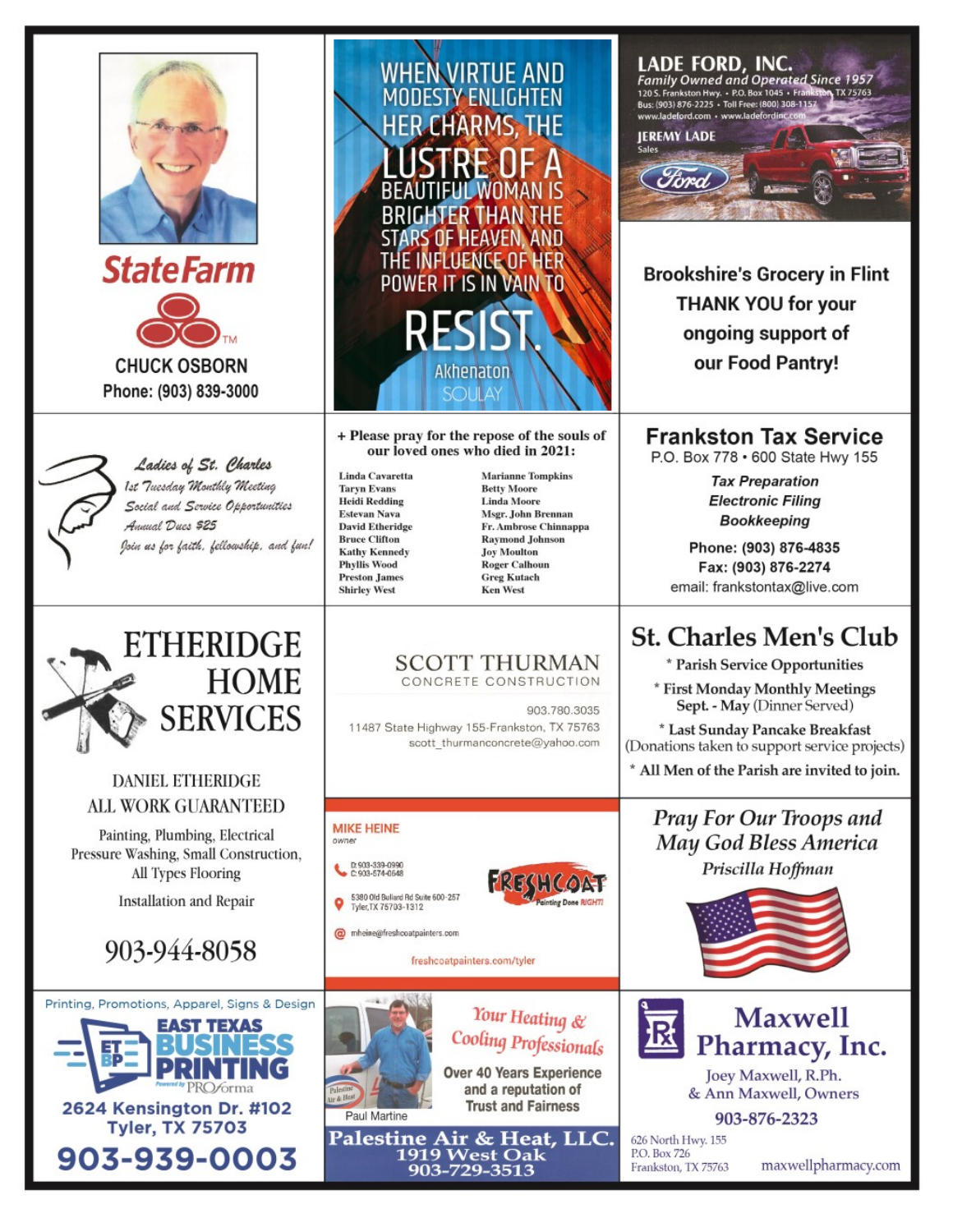**State Farm**

CHUCK OSBORN
Phone: (903) 839-3000

WHEN VIRTUE AND MODESTY ENLIGHTEN HER CHARMS, THE LUSTRE OF A BEAUTIFUL WOMAN IS BRIGHTER THAN THE STARS OF HEAVEN, AND THE INFLUENCE OF HER POWER IT IS IN VAIN TO RESIST.

Akhenaton
SOULAY

**LADE FORD, INC.**
*Family Owned and Operated Since 1957*
120 S. Frankston Hwy. • P.O. Box 1045 • Frankston, TX 75763
Bus: (903) 876-2225 • Toll Free: (800) 308-1157
www.ladeford.com • www.ladefordinc.com
JEREMY LADE
Sales

**Brookshire's Grocery in Flint THANK YOU for your ongoing support of our Food Pantry!**

*Ladies of St. Charles*
*1st Tuesday Monthly Meeting*
*Social and Service Opportunities*
*Annual Dues $25*
*Join us for faith, fellowship, and fun!*

**+ Please pray for the repose of the souls of our loved ones who died in 2021:**

| | |
|---|---|
| Linda Cavaretta | Marianne Tompkins |
| Taryn Evans | Betty Moore |
| Heidi Redding | Linda Moore |
| Estevan Nava | Msgr. John Brennan |
| David Etheridge | Fr. Ambrose Chinnappa |
| Bruce Clifton | Raymond Johnson |
| Kathy Kennedy | Joy Moulton |
| Phyllis Wood | Roger Calhoun |
| Preston James | Greg Kutach |
| Shirley West | Ken West |

## Frankston Tax Service

P.O. Box 778 • 600 State Hwy 155

*Tax Preparation*
*Electronic Filing*
*Bookkeeping*

Phone: (903) 876-4835
Fax: (903) 876-2274
email: frankstontax@live.com

## ETHERIDGE HOME SERVICES

DANIEL ETHERIDGE
ALL WORK GUARANTEED

Painting, Plumbing, Electrical
Pressure Washing, Small Construction,
All Types Flooring

Installation and Repair

903-944-8058

SCOTT THURMAN
CONCRETE CONSTRUCTION

903.780.3035
11487 State Highway 155-Frankston, TX 75763
scott_thurmanconcrete@yahoo.com

## St. Charles Men's Club

- Parish Service Opportunities
- First Monday Monthly Meetings Sept. - May (Dinner Served)
- Last Sunday Pancake Breakfast (Donations taken to support service projects)
- All Men of the Parish are invited to join.

MIKE HEINE
owner

O: 903-339-0990
C: 903-574-0648

5380 Old Bullard Rd Suite 600-257
Tyler, TX 75703-1312

mheine@freshcoatpainters.com

FRESHCOAT
Painting Done RIGHT!

freshcoatpainters.com/tyler

*Pray For Our Troops and May God Bless America*
*Priscilla Hoffman*

Printing, Promotions, Apparel, Signs & Design

**EAST TEXAS BUSINESS PRINTING**
Powered by PROforma

2624 Kensington Dr. #102
Tyler, TX 75703

**903-939-0003**

*Your Heating & Cooling Professionals*

Over 40 Years Experience and a reputation of Trust and Fairness

Paul Martine

**Palestine Air & Heat, LLC.**
1919 West Oak
903-729-3513

## Maxwell Pharmacy, Inc.

Joey Maxwell, R.Ph.
& Ann Maxwell, Owners

903-876-2323

626 North Hwy. 155
P.O. Box 726
Frankston, TX 75763

maxwellpharmacy.com